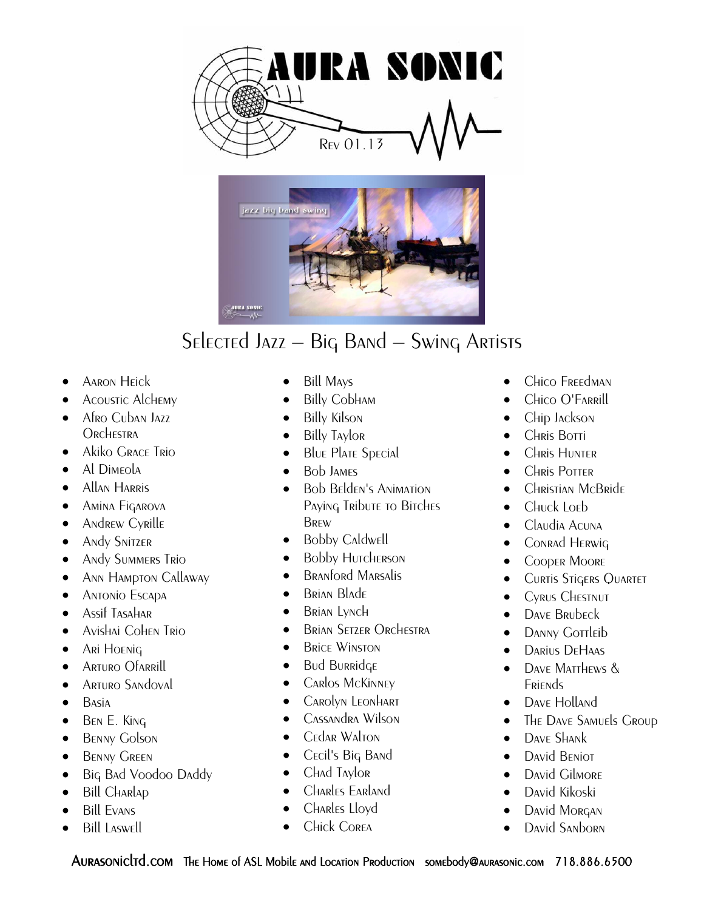# AURA SONIC

Rev 01.13

## Selected Jazz – Big Band – Swing Artists

- Aaron Heick
- Acoustic Alchemy
- Afro Cuban Jazz Orchestra
- Akiko Grace Trio
- Al Dimeola
- Allan Harris
- Amina Figarova
- Andrew Cyrille
- Andy Snitzer
- Andy Summers Trio
- Ann Hampton Callaway
- Antonio Escapa
- Assif Tasahar
- Avishai Cohen Trio
- Ari Hoenig
- Arturo Ofarrill
- Arturo Sandoval
- Basia
- Ben E. King
- Benny Golson
- Benny Green
- Big Bad Voodoo Daddy
- Bill Charlap
- Bill Evans
- Bill Laswell
- Bill Mays
- Billy Cobham
- Billy Kilson
- Billy Taylor
- Blue Plate Special
- Bob James
- Bob Belden's Animation Paying Tribute to Bitches Brew
- Bobby Caldwell
- Bobby Hutcherson
- Branford Marsalis
- Brian Blade
- Brian Lynch
- Brian Setzer Orchestra
- Brice Winston
- Bud Burridge
- Carlos McKinney
- Carolyn Leonhart
- Cassandra Wilson
- Cedar Walton
- Cecil's Big Band
- Chad Taylor
- Charles Earland
- Charles Lloyd
- Chick Corea
- Chico Freedman
- Chico O'Farrill
- Chip Jackson
- Chris Botti
- Chris Hunter
- Chris Potter
- Christian McBride
- Chuck Loeb
- Claudia Acuna
- Conrad Herwig
- Cooper Moore
- Curtis Stigers Quartet
- Cyrus Chestnut
- Dave Brubeck
- Danny Gottleib
- Darius DeHaas
- Dave Matthews & Friends
- Dave Holland
- The Dave Samuels Group
- Dave Shank
- David Beniot
- David Gilmore
- David Kikoski
- David Morgan
- David Sanborn

Aurasonicltd.com The Home of ASL Mobile and Location Production somebody@aurasonic.com 718.886.6500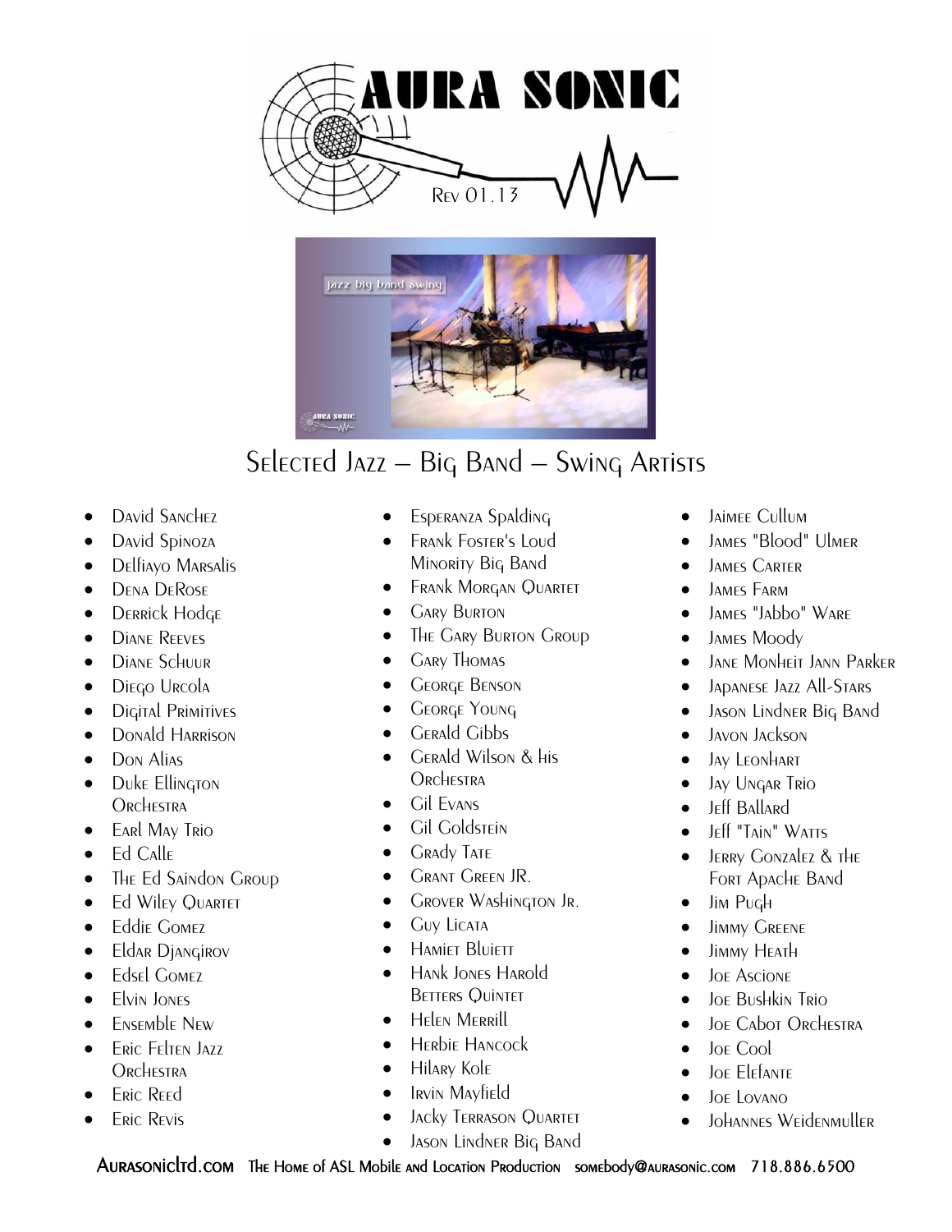# AURA SONIC

Rev 01.13

## Selected Jazz – Big Band – Swing Artists

- David Sanchez
- David Spinoza
- Delfiayo Marsalis
- Dena DeRose
- Derrick Hodge
- Diane Reeves
- Diane Schuur
- Diego Urcola
- Digital Primitives
- Donald Harrison
- Don Alias
- Duke Ellington Orchestra
- Earl May Trio
- Ed Calle
- The Ed Saindon Group
- Ed Wiley Quartet
- Eddie Gomez
- Eldar Djangirov
- Edsel Gomez
- Elvin Jones
- Ensemble New
- Eric Felten Jazz Orchestra
- Eric Reed
- Eric Revis
- Esperanza Spalding
- Frank Foster's Loud Minority Big Band
- Frank Morgan Quartet
- Gary Burton
- The Gary Burton Group
- Gary Thomas
- George Benson
- George Young
- Gerald Gibbs
- Gerald Wilson & his Orchestra
- Gil Evans
- Gil Goldstein
- Grady Tate
- Grant Green JR.
- Grover Washington Jr.
- Guy Licata
- Hamiet Bluiett
- Hank Jones Harold Betters Quintet
- Helen Merrill
- Herbie Hancock
- Hilary Kole
- Irvin Mayfield
- Jacky Terrason Quartet
- Jason Lindner Big Band
- Jaimee Cullum
- James "Blood" Ulmer
- James Carter
- James Farm
- James "Jabbo" Ware
- James Moody
- Jane Monheit Jann Parker
- Japanese Jazz All-Stars
- Jason Lindner Big Band
- Javon Jackson
- Jay Leonhart
- Jay Ungar Trio
- Jeff Ballard
- Jeff "Tain" Watts
- Jerry Gonzalez & the Fort Apache Band
- Jim Pugh
- Jimmy Greene
- Jimmy Heath
- Joe Ascione
- Joe Bushkin Trio
- Joe Cabot Orchestra
- Joe Cool
- Joe Elefante
- Joe Lovano
- Johannes Weidenmuller

Aurasonicltd.com The Home of ASL Mobile and Location Production somebody@aurasonic.com 718.886.6500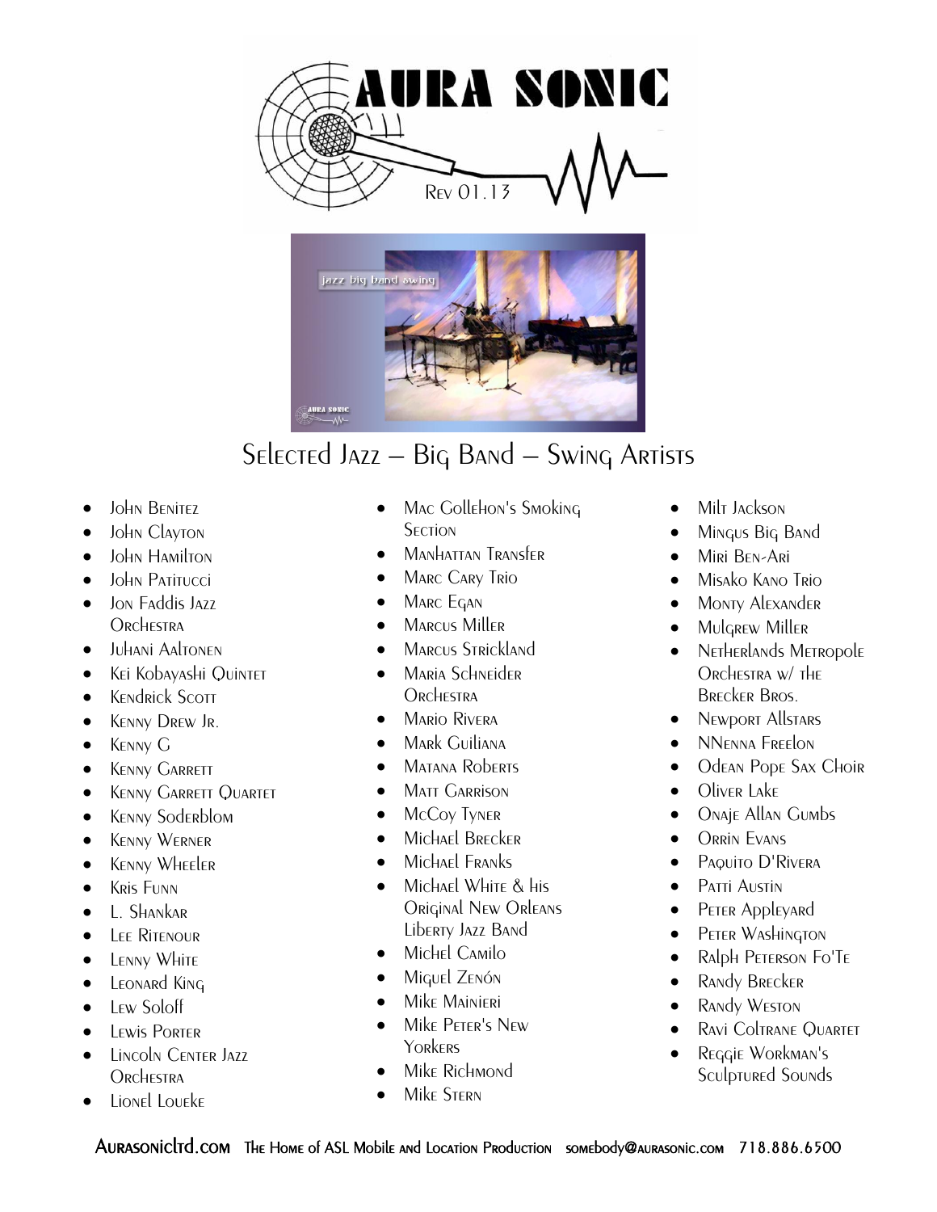# AURA SONIC

Rev 01.13

## Selected Jazz – Big Band – Swing Artists

- John Benitez
- John Clayton
- John Hamilton
- John Patitucci
- Jon Faddis Jazz Orchestra
- Juhani Aaltonen
- Kei Kobayashi Quintet
- Kendrick Scott
- Kenny Drew Jr.
- Kenny G
- Kenny Garrett
- Kenny Garrett Quartet
- Kenny Soderblom
- Kenny Werner
- Kenny Wheeler
- Kris Funn
- L. Shankar
- Lee Ritenour
- Lenny White
- Leonard King
- Lew Soloff
- Lewis Porter
- Lincoln Center Jazz Orchestra
- Lionel Loueke
- Mac Gollehon's Smoking Section
- Manhattan Transfer
- Marc Cary Trio
- Marc Egan
- Marcus Miller
- Marcus Strickland
- Maria Schneider Orchestra
- Mario Rivera
- Mark Guiliana
- Matana Roberts
- Matt Garrison
- McCoy Tyner
- Michael Brecker
- Michael Franks
- Michael White & his Original New Orleans Liberty Jazz Band
- Michel Camilo
- Miguel Zenón
- Mike Mainieri
- Mike Peter's New Yorkers
- Mike Richmond
- Mike Stern
- Milt Jackson
- Mingus Big Band
- Miri Ben-Ari
- Misako Kano Trio
- Monty Alexander
- Mulgrew Miller
- Netherlands Metropole Orchestra w/ the Brecker Bros.
- Newport Allstars
- NNenna Freelon
- Odean Pope Sax Choir
- Oliver Lake
- Onaje Allan Gumbs
- Orrin Evans
- Paquito D'Rivera
- Patti Austin
- Peter Appleyard
- Peter Washington
- Ralph Peterson Fo'Te
- Randy Brecker
- Randy Weston
- Ravi Coltrane Quartet
- Reggie Workman's Sculptured Sounds

Aurasonicltd.com The Home of ASL Mobile and Location Production somebody@aurasonic.com 718.886.6500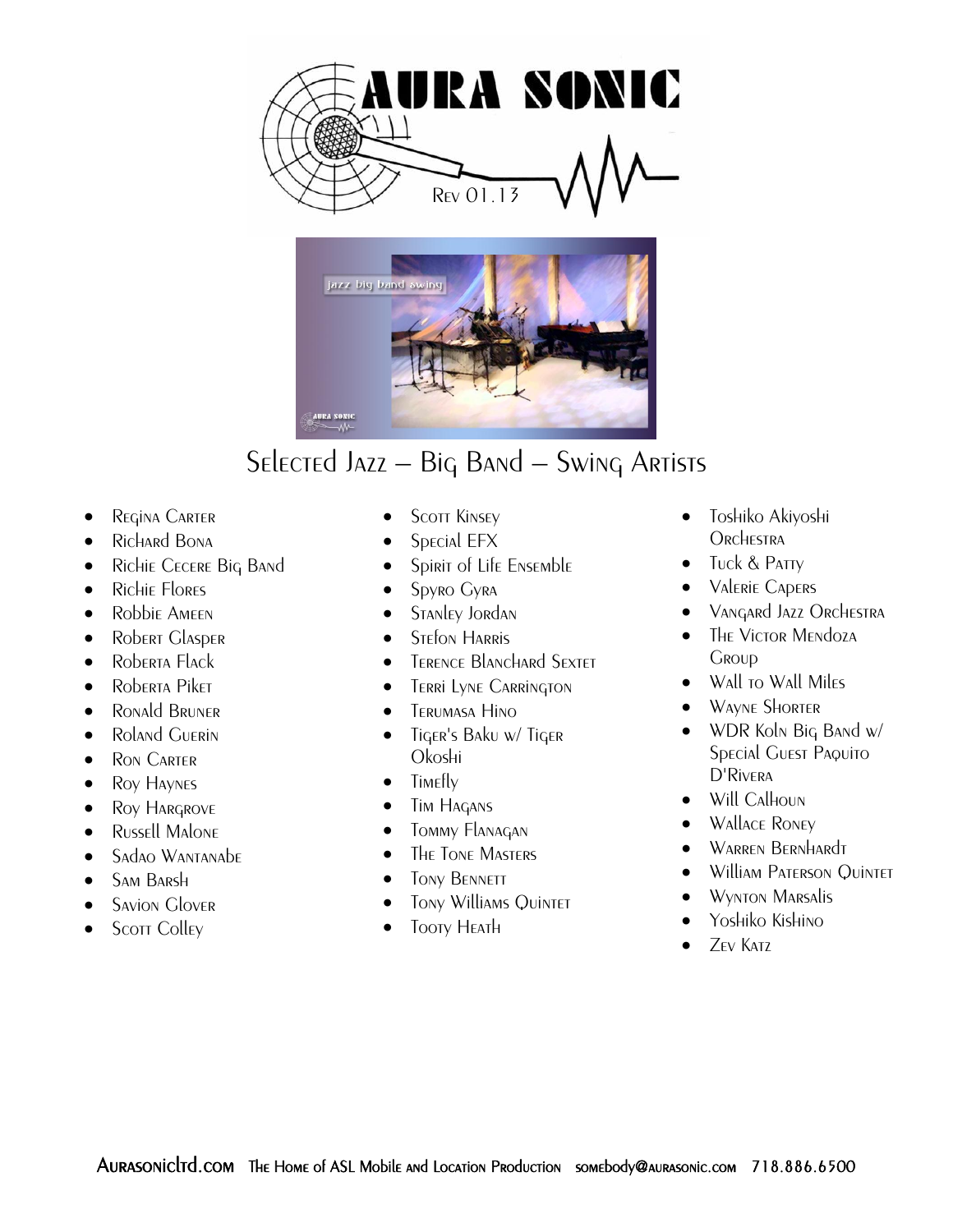# AURA SONIC

Rev 01.13

## Selected Jazz – Big Band – Swing Artists

- Regina Carter
- Richard Bona
- Richie Cecere Big Band
- Richie Flores
- Robbie Ameen
- Robert Glasper
- Roberta Flack
- Roberta Piket
- Ronald Bruner
- Roland Guerin
- Ron Carter
- Roy Haynes
- Roy Hargrove
- Russell Malone
- Sadao Wantanabe
- Sam Barsh
- Savion Glover
- Scott Colley
- Scott Kinsey
- Special EFX
- Spirit of Life Ensemble
- Spyro Gyra
- Stanley Jordan
- Stefon Harris
- Terence Blanchard Sextet
- Terri Lyne Carrington
- Terumasa Hino
- Tiger's Baku w/ Tiger Okoshi
- Timefly
- Tim Hagans
- Tommy Flanagan
- The Tone Masters
- Tony Bennett
- Tony Williams Quintet
- Tooty Heath
- Toshiko Akiyoshi Orchestra
- Tuck & Patty
- Valerie Capers
- Vangard Jazz Orchestra
- The Victor Mendoza Group
- Wall to Wall Miles
- Wayne Shorter
- WDR Koln Big Band w/ Special Guest Paquito D'Rivera
- Will Calhoun
- Wallace Roney
- Warren Bernhardt
- William Paterson Quintet
- Wynton Marsalis
- Yoshiko Kishino
- Zev Katz

Aurasonicltd.com The Home of ASL Mobile and Location Production somebody@aurasonic.com 718.886.6500